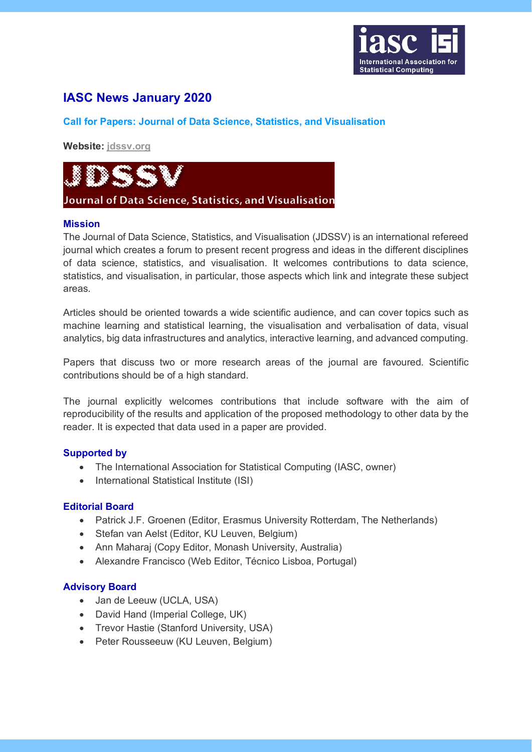# IASC News January 2020

## Call for Papers: Journal of Data Science, Statistics, and Visualisation

**Website:** jdssv.org

JDSSV
Journal of Data Science, Statistics, and Visualisation

### Mission

The Journal of Data Science, Statistics, and Visualisation (JDSSV) is an international refereed journal which creates a forum to present recent progress and ideas in the different disciplines of data science, statistics, and visualisation. It welcomes contributions to data science, statistics, and visualisation, in particular, those aspects which link and integrate these subject areas.

Articles should be oriented towards a wide scientific audience, and can cover topics such as machine learning and statistical learning, the visualisation and verbalisation of data, visual analytics, big data infrastructures and analytics, interactive learning, and advanced computing.

Papers that discuss two or more research areas of the journal are favoured. Scientific contributions should be of a high standard.

The journal explicitly welcomes contributions that include software with the aim of reproducibility of the results and application of the proposed methodology to other data by the reader. It is expected that data used in a paper are provided.

### Supported by

- The International Association for Statistical Computing (IASC, owner)
- International Statistical Institute (ISI)

### Editorial Board

- Patrick J.F. Groenen (Editor, Erasmus University Rotterdam, The Netherlands)
- Stefan van Aelst (Editor, KU Leuven, Belgium)
- Ann Maharaj (Copy Editor, Monash University, Australia)
- Alexandre Francisco (Web Editor, Técnico Lisboa, Portugal)

### Advisory Board

- Jan de Leeuw (UCLA, USA)
- David Hand (Imperial College, UK)
- Trevor Hastie (Stanford University, USA)
- Peter Rousseeuw (KU Leuven, Belgium)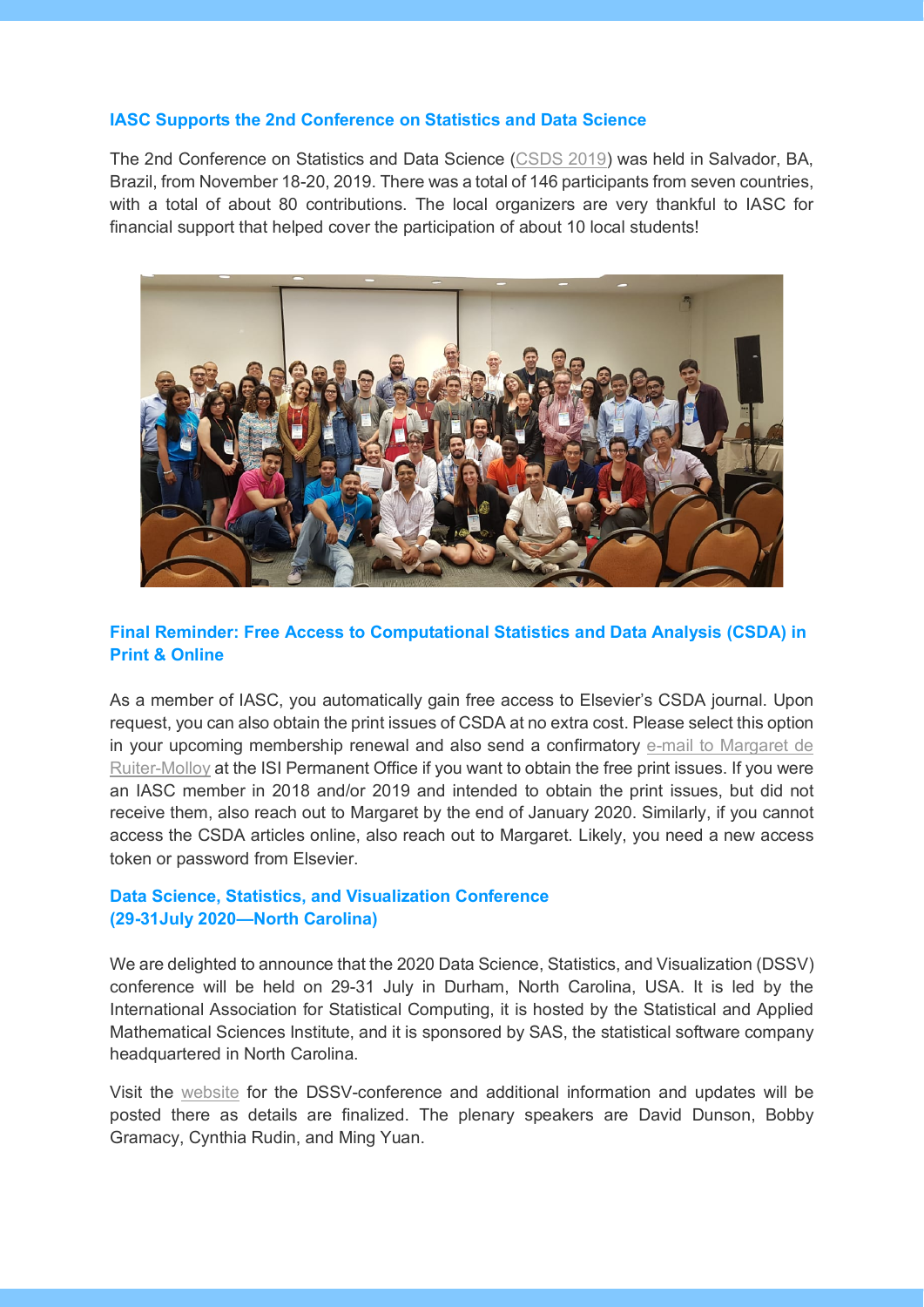### IASC Supports the 2nd Conference on Statistics and Data Science

The 2nd Conference on Statistics and Data Science (CSDS 2019) was held in Salvador, BA, Brazil, from November 18-20, 2019. There was a total of 146 participants from seven countries, with a total of about 80 contributions. The local organizers are very thankful to IASC for financial support that helped cover the participation of about 10 local students!

### Final Reminder: Free Access to Computational Statistics and Data Analysis (CSDA) in Print & Online

As a member of IASC, you automatically gain free access to Elsevier's CSDA journal. Upon request, you can also obtain the print issues of CSDA at no extra cost. Please select this option in your upcoming membership renewal and also send a confirmatory e-mail to Margaret de Ruiter-Molloy at the ISI Permanent Office if you want to obtain the free print issues. If you were an IASC member in 2018 and/or 2019 and intended to obtain the print issues, but did not receive them, also reach out to Margaret by the end of January 2020. Similarly, if you cannot access the CSDA articles online, also reach out to Margaret. Likely, you need a new access token or password from Elsevier.

### Data Science, Statistics, and Visualization Conference (29-31July 2020—North Carolina)

We are delighted to announce that the 2020 Data Science, Statistics, and Visualization (DSSV) conference will be held on 29-31 July in Durham, North Carolina, USA. It is led by the International Association for Statistical Computing, it is hosted by the Statistical and Applied Mathematical Sciences Institute, and it is sponsored by SAS, the statistical software company headquartered in North Carolina.

Visit the website for the DSSV-conference and additional information and updates will be posted there as details are finalized. The plenary speakers are David Dunson, Bobby Gramacy, Cynthia Rudin, and Ming Yuan.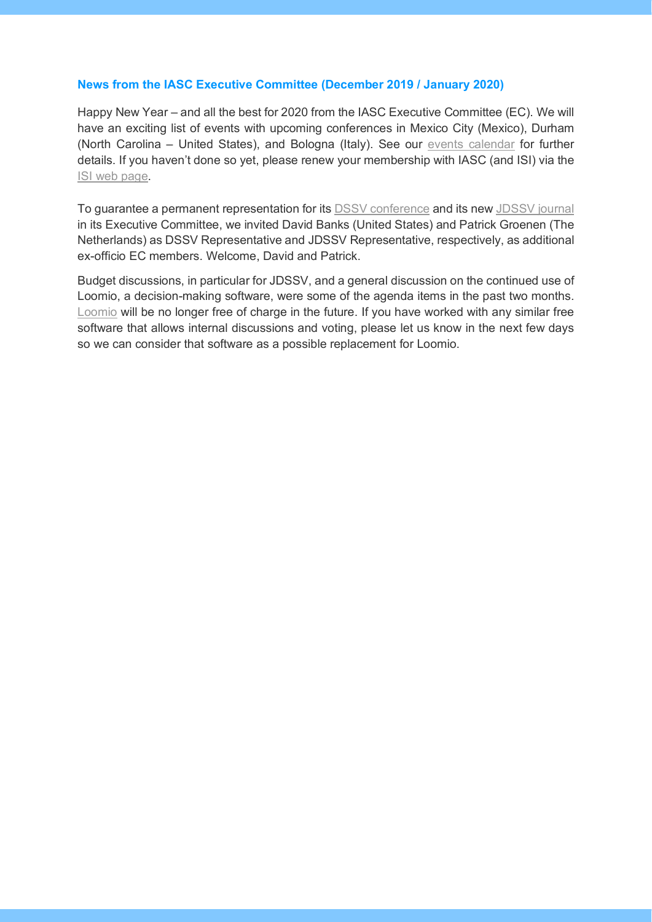### News from the IASC Executive Committee (December 2019 / January 2020)

Happy New Year – and all the best for 2020 from the IASC Executive Committee (EC). We will have an exciting list of events with upcoming conferences in Mexico City (Mexico), Durham (North Carolina – United States), and Bologna (Italy). See our events calendar for further details. If you haven't done so yet, please renew your membership with IASC (and ISI) via the ISI web page.

To guarantee a permanent representation for its DSSV conference and its new JDSSV journal in its Executive Committee, we invited David Banks (United States) and Patrick Groenen (The Netherlands) as DSSV Representative and JDSSV Representative, respectively, as additional ex-officio EC members. Welcome, David and Patrick.

Budget discussions, in particular for JDSSV, and a general discussion on the continued use of Loomio, a decision-making software, were some of the agenda items in the past two months. Loomio will be no longer free of charge in the future. If you have worked with any similar free software that allows internal discussions and voting, please let us know in the next few days so we can consider that software as a possible replacement for Loomio.